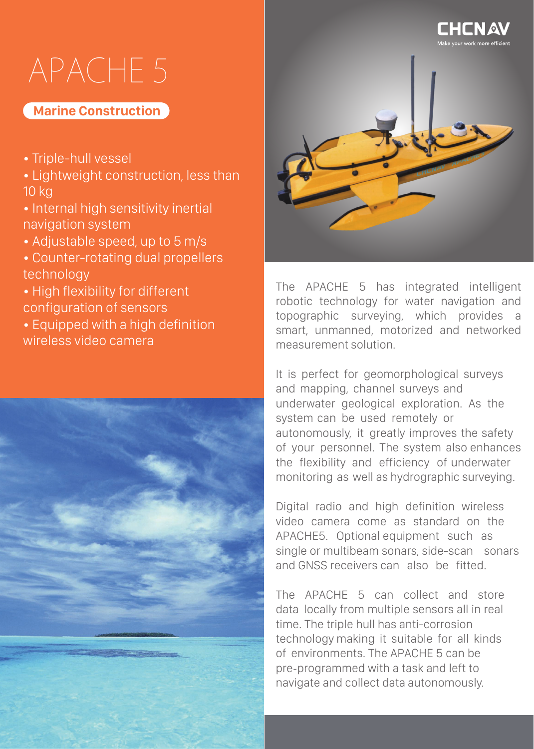# APACHE 5

**Marine Construction**

- Triple-hull vessel
- Lightweight construction, less than 10 kg
- Internal high sensitivity inertial navigation system
- Adjustable speed, up to 5 m/s
- Counter-rotating dual propellers technology
- High flexibility for different configuration of sensors
- Equipped with a high definition wireless video camera

The APACHE 5 has integrated intelligent robotic technology for water navigation and topographic surveying, which provides a smart, unmanned, motorized and networked measurement solution.

It is perfect for geomorphological surveys and mapping, channel surveys and underwater geological exploration. As the system can be used remotely or autonomously, it greatly improves the safety of your personnel. The system also enhances the flexibility and efficiency of underwater monitoring as well as hydrographic surveying.

Digital radio and high definition wireless video camera come as standard on the APACHE5. Optional equipment such as single or multibeam sonars, side-scan sonars and GNSS receivers can also be fitted.

The APACHE 5 can collect and store data locally from multiple sensors all in real time. The triple hull has anti-corrosion technology making it suitable for all kinds of environments. The APACHE 5 can be pre-programmed with a task and left to navigate and collect data autonomously.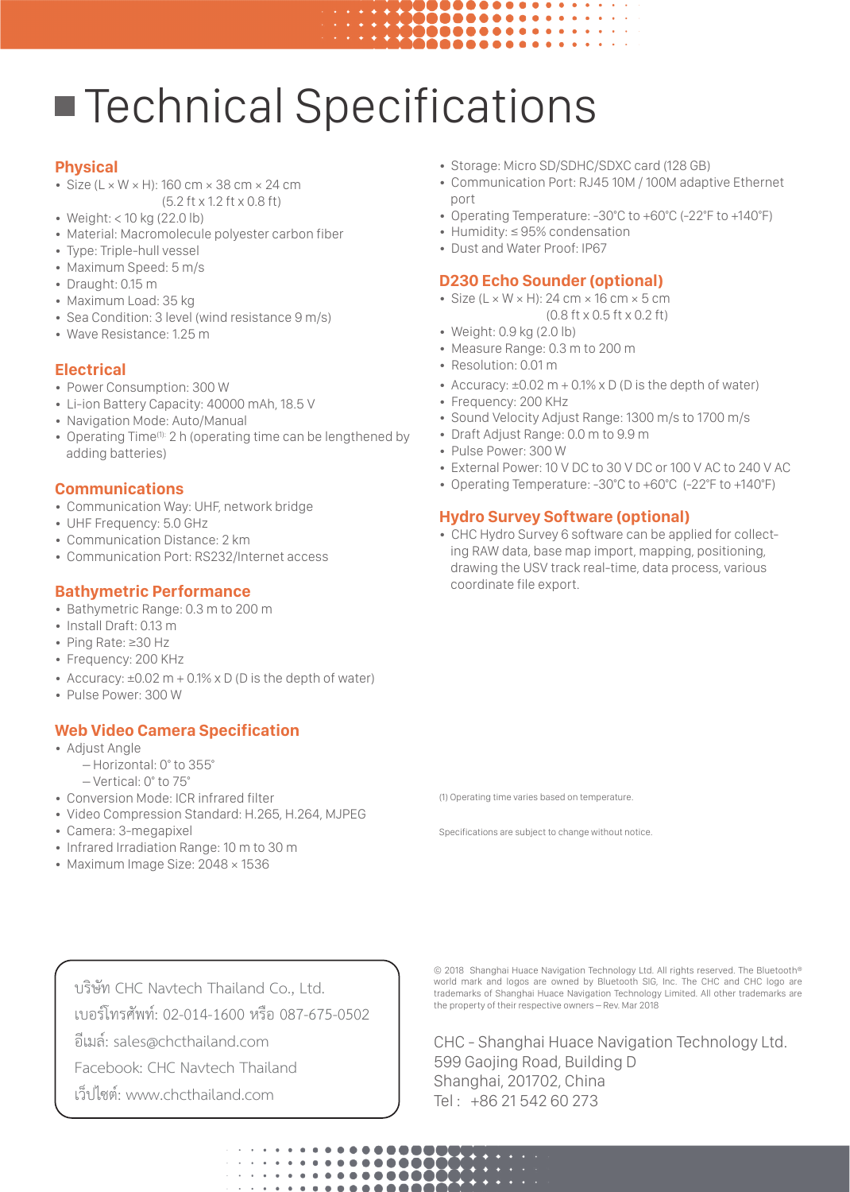# Technical Specifications

## Physical

- Size (L × W × H): 160 cm × 38 cm × 24 cm (5.2 ft x 1.2 ft x 0.8 ft)
- Weight: < 10 kg (22.0 lb)
- Material: Macromolecule polyester carbon fiber
- Type: Triple-hull vessel
- Maximum Speed: 5 m/s
- Draught: 0.15 m
- Maximum Load: 35 kg
- Sea Condition: 3 level (wind resistance 9 m/s)
- Wave Resistance: 1.25 m

## Electrical

- Power Consumption: 300 W
- Li-ion Battery Capacity: 40000 mAh, 18.5 V
- Navigation Mode: Auto/Manual
- Operating Time(1): 2 h (operating time can be lengthened by adding batteries)

## Communications

- Communication Way: UHF, network bridge
- UHF Frequency: 5.0 GHz
- Communication Distance: 2 km
- Communication Port: RS232/Internet access

## Bathymetric Performance

- Bathymetric Range: 0.3 m to 200 m
- Install Draft: 0.13 m
- Ping Rate: ≥30 Hz
- Frequency: 200 KHz
- Accuracy: ±0.02 m + 0.1% x D (D is the depth of water)
- Pulse Power: 300 W

## Web Video Camera Specification

- Adjust Angle
  - Horizontal: 0° to 355°
  - Vertical: 0° to 75°
- Conversion Mode: ICR infrared filter
- Video Compression Standard: H.265, H.264, MJPEG
- Camera: 3-megapixel
- Infrared Irradiation Range: 10 m to 30 m
- Maximum Image Size: 2048 × 1536

---

- Storage: Micro SD/SDHC/SDXC card (128 GB)
- Communication Port: RJ45 10M / 100M adaptive Ethernet port
- Operating Temperature: -30°C to +60°C (-22°F to +140°F)
- Humidity: ≤ 95% condensation
- Dust and Water Proof: IP67

## D230 Echo Sounder (optional)

- Size (L × W × H): 24 cm × 16 cm × 5 cm (0.8 ft x 0.5 ft x 0.2 ft)
- Weight: 0.9 kg (2.0 lb)
- Measure Range: 0.3 m to 200 m
- Resolution: 0.01 m
- Accuracy: ±0.02 m + 0.1% x D (D is the depth of water)
- Frequency: 200 KHz
- Sound Velocity Adjust Range: 1300 m/s to 1700 m/s
- Draft Adjust Range: 0.0 m to 9.9 m
- Pulse Power: 300 W
- External Power: 10 V DC to 30 V DC or 100 V AC to 240 V AC
- Operating Temperature: -30°C to +60°C (-22°F to +140°F)

## Hydro Survey Software (optional)

- CHC Hydro Survey 6 software can be applied for collecting RAW data, base map import, mapping, positioning, drawing the USV track real-time, data process, various coordinate file export.

(1) Operating time varies based on temperature.

Specifications are subject to change without notice.

บริษัท CHC Navtech Thailand Co., Ltd.
เบอร์โทรศัพท์: 02-014-1600 หรือ 087-675-0502
อีเมล์: sales@chcthailand.com
Facebook: CHC Navtech Thailand
เว็บไซต์: www.chcthailand.com

© 2018 Shanghai Huace Navigation Technology Ltd. All rights reserved. The Bluetooth® world mark and logos are owned by Bluetooth SIG, Inc. The CHC and CHC logo are trademarks of Shanghai Huace Navigation Technology Limited. All other trademarks are the property of their respective owners – Rev. Mar 2018

CHC - Shanghai Huace Navigation Technology Ltd.
599 Gaojing Road, Building D
Shanghai, 201702, China
Tel : +86 21 542 60 273